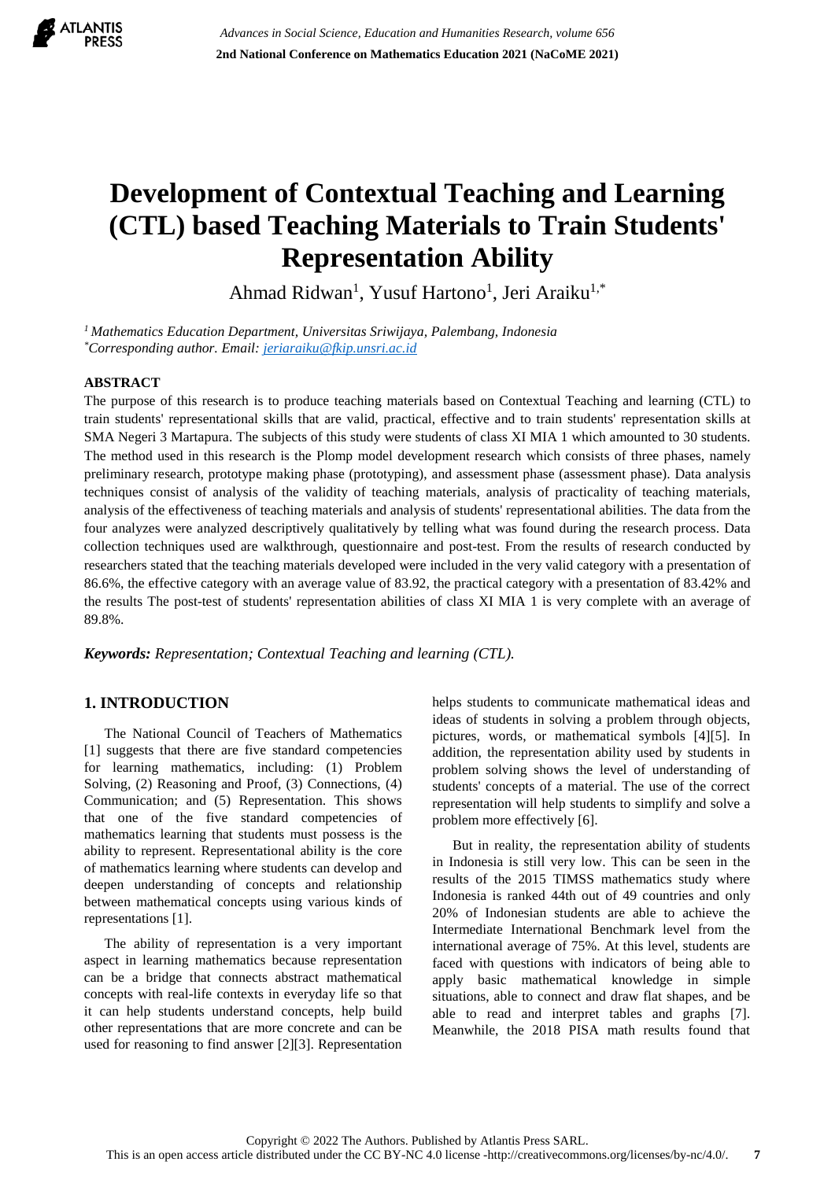# Development of Contextual Teaching and Learning (CTL) based Teaching Materials to Train Students' Representation Ability

Ahmad Ridwan[1], Yusuf Hartono[1], Jeri Araiku[1,*]

[1] *Mathematics Education Department, Universitas Sriwijaya, Palembang, Indonesia*
[*] *Corresponding author. Email: jeriaraiku@fkip.unsri.ac.id*

## ABSTRACT

The purpose of this research is to produce teaching materials based on Contextual Teaching and learning (CTL) to train students' representational skills that are valid, practical, effective and to train students' representation skills at SMA Negeri 3 Martapura. The subjects of this study were students of class XI MIA 1 which amounted to 30 students. The method used in this research is the Plomp model development research which consists of three phases, namely preliminary research, prototype making phase (prototyping), and assessment phase (assessment phase). Data analysis techniques consist of analysis of the validity of teaching materials, analysis of practicality of teaching materials, analysis of the effectiveness of teaching materials and analysis of students' representational abilities. The data from the four analyzes were analyzed descriptively qualitatively by telling what was found during the research process. Data collection techniques used are walkthrough, questionnaire and post-test. From the results of research conducted by researchers stated that the teaching materials developed were included in the very valid category with a presentation of 86.6%, the effective category with an average value of 83.92, the practical category with a presentation of 83.42% and the results The post-test of students' representation abilities of class XI MIA 1 is very complete with an average of 89.8%.

***Keywords:** Representation; Contextual Teaching and learning (CTL).*

## 1. INTRODUCTION

The National Council of Teachers of Mathematics [1] suggests that there are five standard competencies for learning mathematics, including: (1) Problem Solving, (2) Reasoning and Proof, (3) Connections, (4) Communication; and (5) Representation. This shows that one of the five standard competencies of mathematics learning that students must possess is the ability to represent. Representational ability is the core of mathematics learning where students can develop and deepen understanding of concepts and relationship between mathematical concepts using various kinds of representations [1].

The ability of representation is a very important aspect in learning mathematics because representation can be a bridge that connects abstract mathematical concepts with real-life contexts in everyday life so that it can help students understand concepts, help build other representations that are more concrete and can be used for reasoning to find answer [2][3]. Representation helps students to communicate mathematical ideas and ideas of students in solving a problem through objects, pictures, words, or mathematical symbols [4][5]. In addition, the representation ability used by students in problem solving shows the level of understanding of students' concepts of a material. The use of the correct representation will help students to simplify and solve a problem more effectively [6].

But in reality, the representation ability of students in Indonesia is still very low. This can be seen in the results of the 2015 TIMSS mathematics study where Indonesia is ranked 44th out of 49 countries and only 20% of Indonesian students are able to achieve the Intermediate International Benchmark level from the international average of 75%. At this level, students are faced with questions with indicators of being able to apply basic mathematical knowledge in simple situations, able to connect and draw flat shapes, and be able to read and interpret tables and graphs [7]. Meanwhile, the 2018 PISA math results found that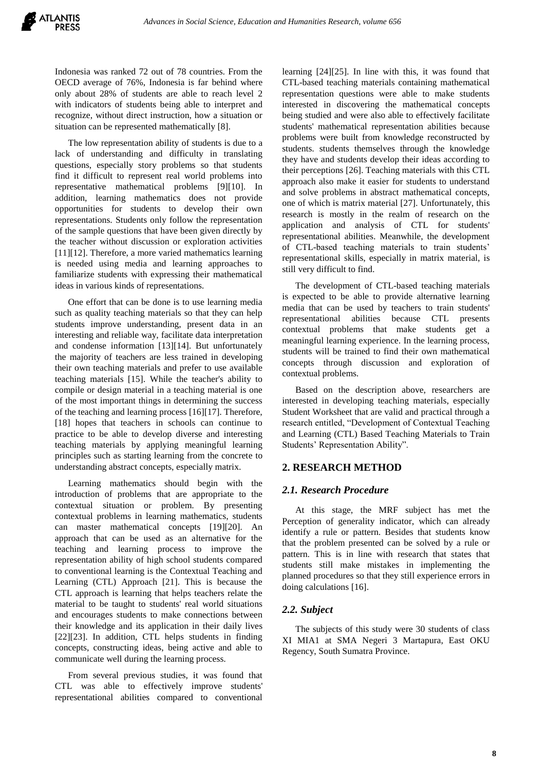Indonesia was ranked 72 out of 78 countries. From the OECD average of 76%, Indonesia is far behind where only about 28% of students are able to reach level 2 with indicators of students being able to interpret and recognize, without direct instruction, how a situation or situation can be represented mathematically [8].

The low representation ability of students is due to a lack of understanding and difficulty in translating questions, especially story problems so that students find it difficult to represent real world problems into representative mathematical problems [9][10]. In addition, learning mathematics does not provide opportunities for students to develop their own representations. Students only follow the representation of the sample questions that have been given directly by the teacher without discussion or exploration activities [11][12]. Therefore, a more varied mathematics learning is needed using media and learning approaches to familiarize students with expressing their mathematical ideas in various kinds of representations.

One effort that can be done is to use learning media such as quality teaching materials so that they can help students improve understanding, present data in an interesting and reliable way, facilitate data interpretation and condense information [13][14]. But unfortunately the majority of teachers are less trained in developing their own teaching materials and prefer to use available teaching materials [15]. While the teacher's ability to compile or design material in a teaching material is one of the most important things in determining the success of the teaching and learning process [16][17]. Therefore, [18] hopes that teachers in schools can continue to practice to be able to develop diverse and interesting teaching materials by applying meaningful learning principles such as starting learning from the concrete to understanding abstract concepts, especially matrix.

Learning mathematics should begin with the introduction of problems that are appropriate to the contextual situation or problem. By presenting contextual problems in learning mathematics, students can master mathematical concepts [19][20]. An approach that can be used as an alternative for the teaching and learning process to improve the representation ability of high school students compared to conventional learning is the Contextual Teaching and Learning (CTL) Approach [21]. This is because the CTL approach is learning that helps teachers relate the material to be taught to students' real world situations and encourages students to make connections between their knowledge and its application in their daily lives [22][23]. In addition, CTL helps students in finding concepts, constructing ideas, being active and able to communicate well during the learning process.

From several previous studies, it was found that CTL was able to effectively improve students' representational abilities compared to conventional learning [24][25]. In line with this, it was found that CTL-based teaching materials containing mathematical representation questions were able to make students interested in discovering the mathematical concepts being studied and were also able to effectively facilitate students' mathematical representation abilities because problems were built from knowledge reconstructed by students. students themselves through the knowledge they have and students develop their ideas according to their perceptions [26]. Teaching materials with this CTL approach also make it easier for students to understand and solve problems in abstract mathematical concepts, one of which is matrix material [27]. Unfortunately, this research is mostly in the realm of research on the application and analysis of CTL for students' representational abilities. Meanwhile, the development of CTL-based teaching materials to train students' representational skills, especially in matrix material, is still very difficult to find.

The development of CTL-based teaching materials is expected to be able to provide alternative learning media that can be used by teachers to train students' representational abilities because CTL presents contextual problems that make students get a meaningful learning experience. In the learning process, students will be trained to find their own mathematical concepts through discussion and exploration of contextual problems.

Based on the description above, researchers are interested in developing teaching materials, especially Student Worksheet that are valid and practical through a research entitled, "Development of Contextual Teaching and Learning (CTL) Based Teaching Materials to Train Students' Representation Ability".

## 2. RESEARCH METHOD

### *2.1. Research Procedure*

At this stage, the MRF subject has met the Perception of generality indicator, which can already identify a rule or pattern. Besides that students know that the problem presented can be solved by a rule or pattern. This is in line with research that states that students still make mistakes in implementing the planned procedures so that they still experience errors in doing calculations [16].

### *2.2. Subject*

The subjects of this study were 30 students of class XI MIA1 at SMA Negeri 3 Martapura, East OKU Regency, South Sumatra Province.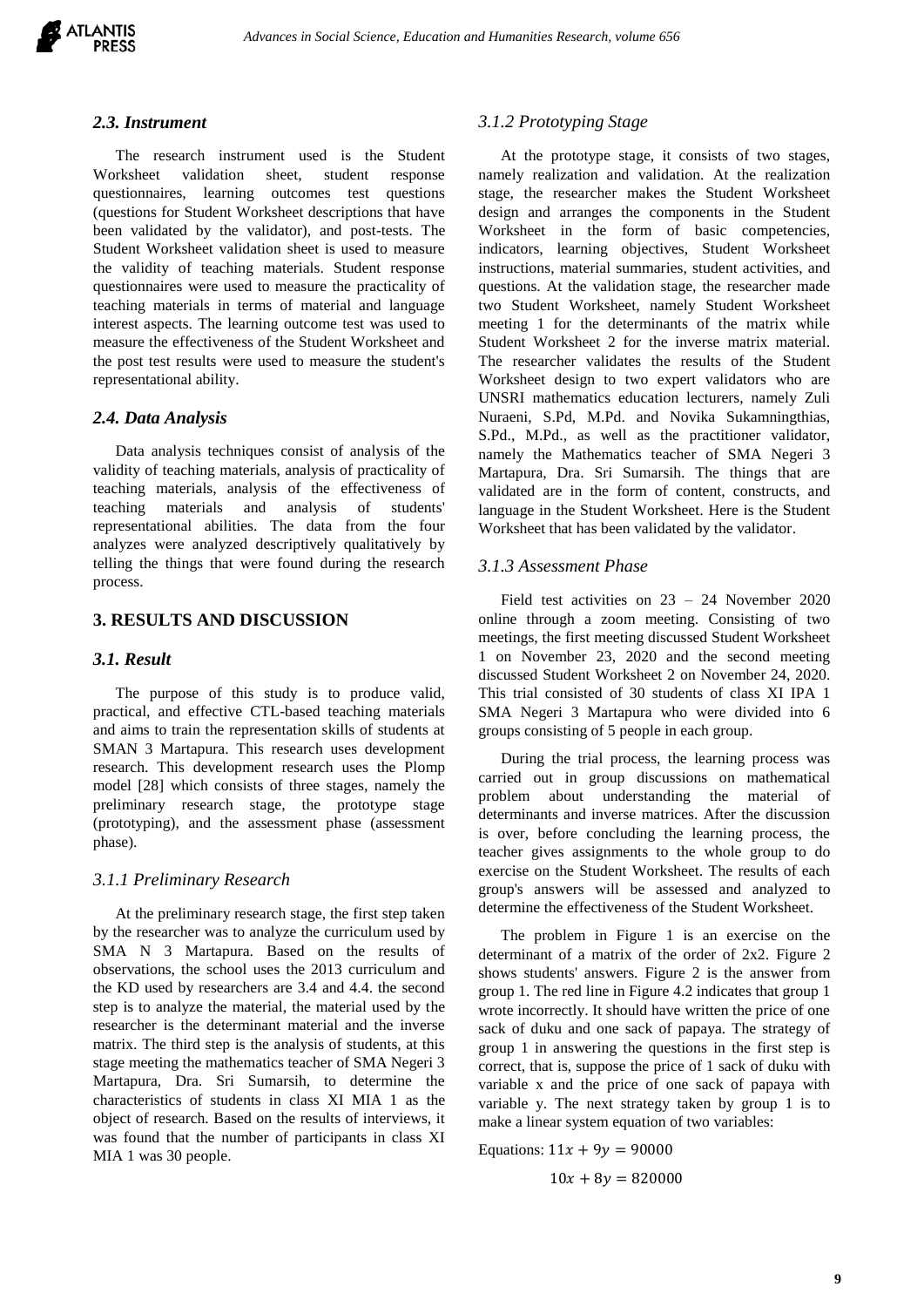### *2.3. Instrument*

The research instrument used is the Student Worksheet validation sheet, student response questionnaires, learning outcomes test questions (questions for Student Worksheet descriptions that have been validated by the validator), and post-tests. The Student Worksheet validation sheet is used to measure the validity of teaching materials. Student response questionnaires were used to measure the practicality of teaching materials in terms of material and language interest aspects. The learning outcome test was used to measure the effectiveness of the Student Worksheet and the post test results were used to measure the student's representational ability.

### *2.4. Data Analysis*

Data analysis techniques consist of analysis of the validity of teaching materials, analysis of practicality of teaching materials, analysis of the effectiveness of teaching materials and analysis of students' representational abilities. The data from the four analyzes were analyzed descriptively qualitatively by telling the things that were found during the research process.

## 3. RESULTS AND DISCUSSION

### *3.1. Result*

The purpose of this study is to produce valid, practical, and effective CTL-based teaching materials and aims to train the representation skills of students at SMAN 3 Martapura. This research uses development research. This development research uses the Plomp model [28] which consists of three stages, namely the preliminary research stage, the prototype stage (prototyping), and the assessment phase (assessment phase).

#### *3.1.1 Preliminary Research*

At the preliminary research stage, the first step taken by the researcher was to analyze the curriculum used by SMA N 3 Martapura. Based on the results of observations, the school uses the 2013 curriculum and the KD used by researchers are 3.4 and 4.4. the second step is to analyze the material, the material used by the researcher is the determinant material and the inverse matrix. The third step is the analysis of students, at this stage meeting the mathematics teacher of SMA Negeri 3 Martapura, Dra. Sri Sumarsih, to determine the characteristics of students in class XI MIA 1 as the object of research. Based on the results of interviews, it was found that the number of participants in class XI MIA 1 was 30 people.

#### *3.1.2 Prototyping Stage*

At the prototype stage, it consists of two stages, namely realization and validation. At the realization stage, the researcher makes the Student Worksheet design and arranges the components in the Student Worksheet in the form of basic competencies, indicators, learning objectives, Student Worksheet instructions, material summaries, student activities, and questions. At the validation stage, the researcher made two Student Worksheet, namely Student Worksheet meeting 1 for the determinants of the matrix while Student Worksheet 2 for the inverse matrix material. The researcher validates the results of the Student Worksheet design to two expert validators who are UNSRI mathematics education lecturers, namely Zuli Nuraeni, S.Pd, M.Pd. and Novika Sukamningthias, S.Pd., M.Pd., as well as the practitioner validator, namely the Mathematics teacher of SMA Negeri 3 Martapura, Dra. Sri Sumarsih. The things that are validated are in the form of content, constructs, and language in the Student Worksheet. Here is the Student Worksheet that has been validated by the validator.

#### *3.1.3 Assessment Phase*

Field test activities on 23 – 24 November 2020 online through a zoom meeting. Consisting of two meetings, the first meeting discussed Student Worksheet 1 on November 23, 2020 and the second meeting discussed Student Worksheet 2 on November 24, 2020. This trial consisted of 30 students of class XI IPA 1 SMA Negeri 3 Martapura who were divided into 6 groups consisting of 5 people in each group.

During the trial process, the learning process was carried out in group discussions on mathematical problem about understanding the material of determinants and inverse matrices. After the discussion is over, before concluding the learning process, the teacher gives assignments to the whole group to do exercise on the Student Worksheet. The results of each group's answers will be assessed and analyzed to determine the effectiveness of the Student Worksheet.

The problem in Figure 1 is an exercise on the determinant of a matrix of the order of 2x2. Figure 2 shows students' answers. Figure 2 is the answer from group 1. The red line in Figure 4.2 indicates that group 1 wrote incorrectly. It should have written the price of one sack of duku and one sack of papaya. The strategy of group 1 in answering the questions in the first step is correct, that is, suppose the price of 1 sack of duku with variable x and the price of one sack of papaya with variable y. The next strategy taken by group 1 is to make a linear system equation of two variables:

Equations: $11x + 9y = 90000$

$$10x + 8y = 820000$$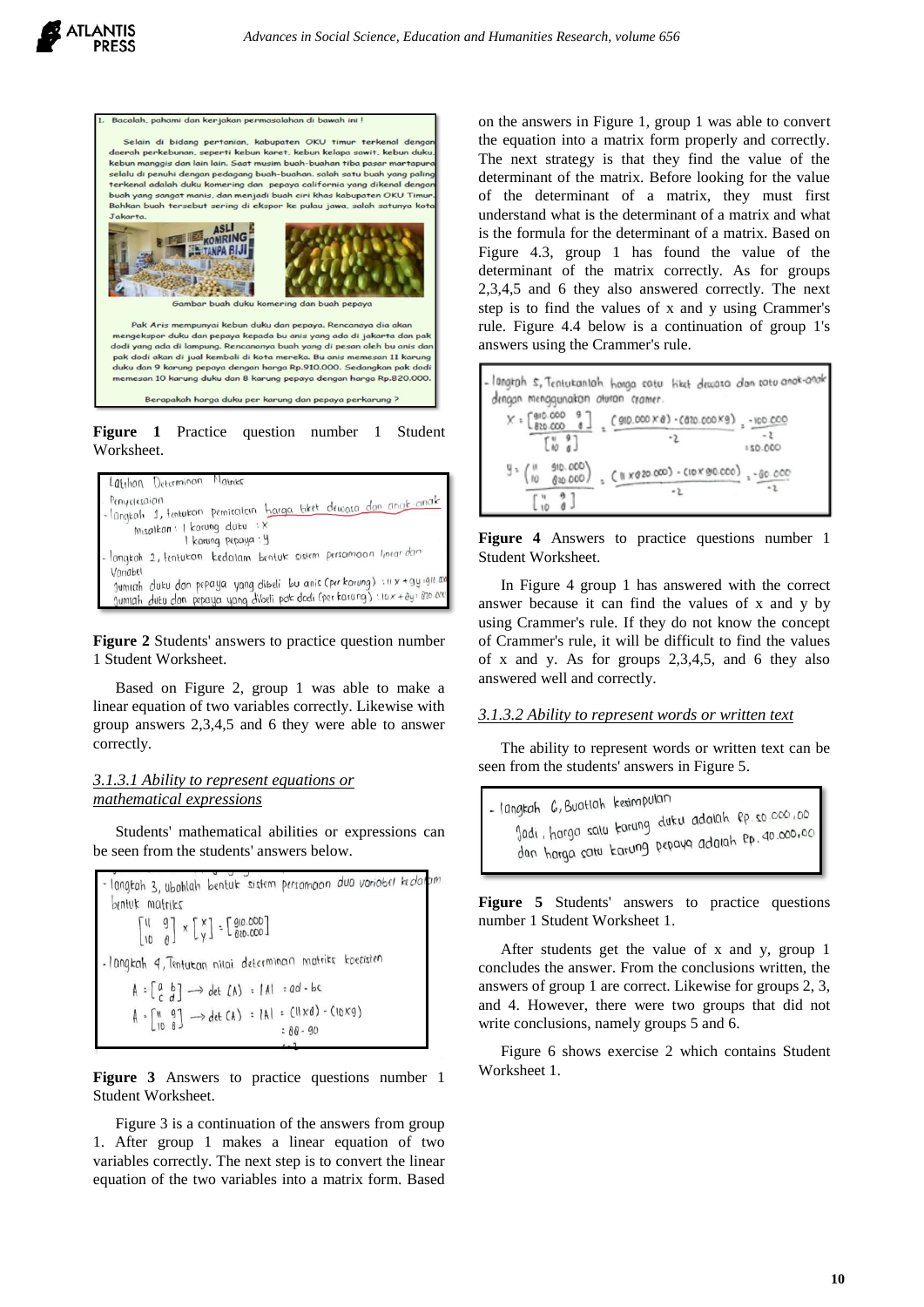Figure 1 Practice question number 1 Student Worksheet.

Figure 2 Students' answers to practice question number 1 Student Worksheet.

Based on Figure 2, group 1 was able to make a linear equation of two variables correctly. Likewise with group answers 2,3,4,5 and 6 they were able to answer correctly.

### *3.1.3.1 Ability to represent equations or mathematical expressions*

Students' mathematical abilities or expressions can be seen from the students' answers below.

Figure 3 Answers to practice questions number 1 Student Worksheet.

Figure 3 is a continuation of the answers from group 1. After group 1 makes a linear equation of two variables correctly. The next step is to convert the linear equation of the two variables into a matrix form. Based on the answers in Figure 1, group 1 was able to convert the equation into a matrix form properly and correctly. The next strategy is that they find the value of the determinant of the matrix. Before looking for the value of the determinant of a matrix, they must first understand what is the determinant of a matrix and what is the formula for the determinant of a matrix. Based on Figure 4.3, group 1 has found the value of the determinant of the matrix correctly. As for groups 2,3,4,5 and 6 they also answered correctly. The next step is to find the values of x and y using Crammer's rule. Figure 4.4 below is a continuation of group 1's answers using the Crammer's rule.

Figure 4 Answers to practice questions number 1 Student Worksheet.

In Figure 4 group 1 has answered with the correct answer because it can find the values of x and y by using Crammer's rule. If they do not know the concept of Crammer's rule, it will be difficult to find the values of x and y. As for groups 2,3,4,5, and 6 they also answered well and correctly.

### *3.1.3.2 Ability to represent words or written text*

The ability to represent words or written text can be seen from the students' answers in Figure 5.

Figure 5 Students' answers to practice questions number 1 Student Worksheet 1.

After students get the value of x and y, group 1 concludes the answer. From the conclusions written, the answers of group 1 are correct. Likewise for groups 2, 3, and 4. However, there were two groups that did not write conclusions, namely groups 5 and 6.

Figure 6 shows exercise 2 which contains Student Worksheet 1.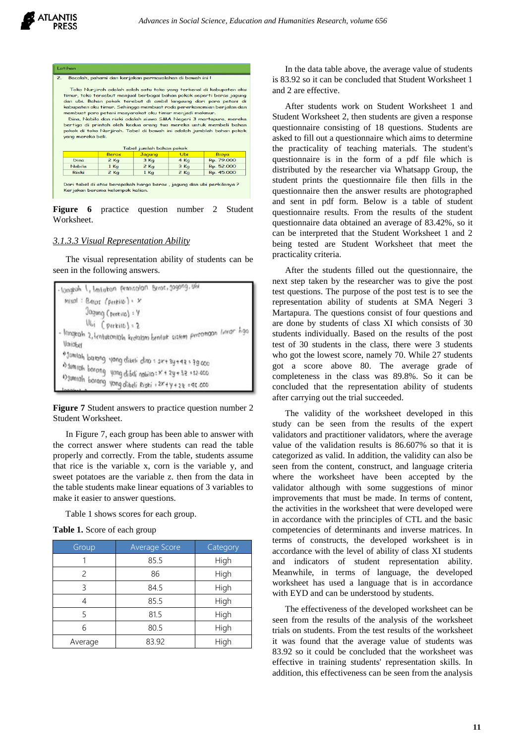**Figure 6** practice question number 2 Student Worksheet.

### *3.1.3.3 Visual Representation Ability*

The visual representation ability of students can be seen in the following answers.

**Figure 7** Student answers to practice question number 2 Student Worksheet.

In Figure 7, each group has been able to answer with the correct answer where students can read the table properly and correctly. From the table, students assume that rice is the variable x, corn is the variable y, and sweet potatoes are the variable z. then from the data in the table students make linear equations of 3 variables to make it easier to answer questions.

Table 1 shows scores for each group.

**Table 1.** Score of each group

| Group | Average Score | Category |
|---|---|---|
| 1 | 85.5 | High |
| 2 | 86 | High |
| 3 | 84.5 | High |
| 4 | 85.5 | High |
| 5 | 81.5 | High |
| 6 | 80.5 | High |
| Average | 83.92 | High |

In the data table above, the average value of students is 83.92 so it can be concluded that Student Worksheet 1 and 2 are effective.

After students work on Student Worksheet 1 and Student Worksheet 2, then students are given a response questionnaire consisting of 18 questions. Students are asked to fill out a questionnaire which aims to determine the practicality of teaching materials. The student's questionnaire is in the form of a pdf file which is distributed by the researcher via Whatsapp Group, the student prints the questionnaire file then fills in the questionnaire then the answer results are photographed and sent in pdf form. Below is a table of student questionnaire results. From the results of the student questionnaire data obtained an average of 83.42%, so it can be interpreted that the Student Worksheet 1 and 2 being tested are Student Worksheet that meet the practicality criteria.

After the students filled out the questionnaire, the next step taken by the researcher was to give the post test questions. The purpose of the post test is to see the representation ability of students at SMA Negeri 3 Martapura. The questions consist of four questions and are done by students of class XI which consists of 30 students individually. Based on the results of the post test of 30 students in the class, there were 3 students who got the lowest score, namely 70. While 27 students got a score above 80. The average grade of completeness in the class was 89.8%. So it can be concluded that the representation ability of students after carrying out the trial succeeded.

The validity of the worksheet developed in this study can be seen from the results of the expert validators and practitioner validators, where the average value of the validation results is 86.607% so that it is categorized as valid. In addition, the validity can also be seen from the content, construct, and language criteria where the worksheet have been accepted by the validator although with some suggestions of minor improvements that must be made. In terms of content, the activities in the worksheet that were developed were in accordance with the principles of CTL and the basic competencies of determinants and inverse matrices. In terms of constructs, the developed worksheet is in accordance with the level of ability of class XI students and indicators of student representation ability. Meanwhile, in terms of language, the developed worksheet has used a language that is in accordance with EYD and can be understood by students.

The effectiveness of the developed worksheet can be seen from the results of the analysis of the worksheet trials on students. From the test results of the worksheet it was found that the average value of students was 83.92 so it could be concluded that the worksheet was effective in training students' representation skills. In addition, this effectiveness can be seen from the analysis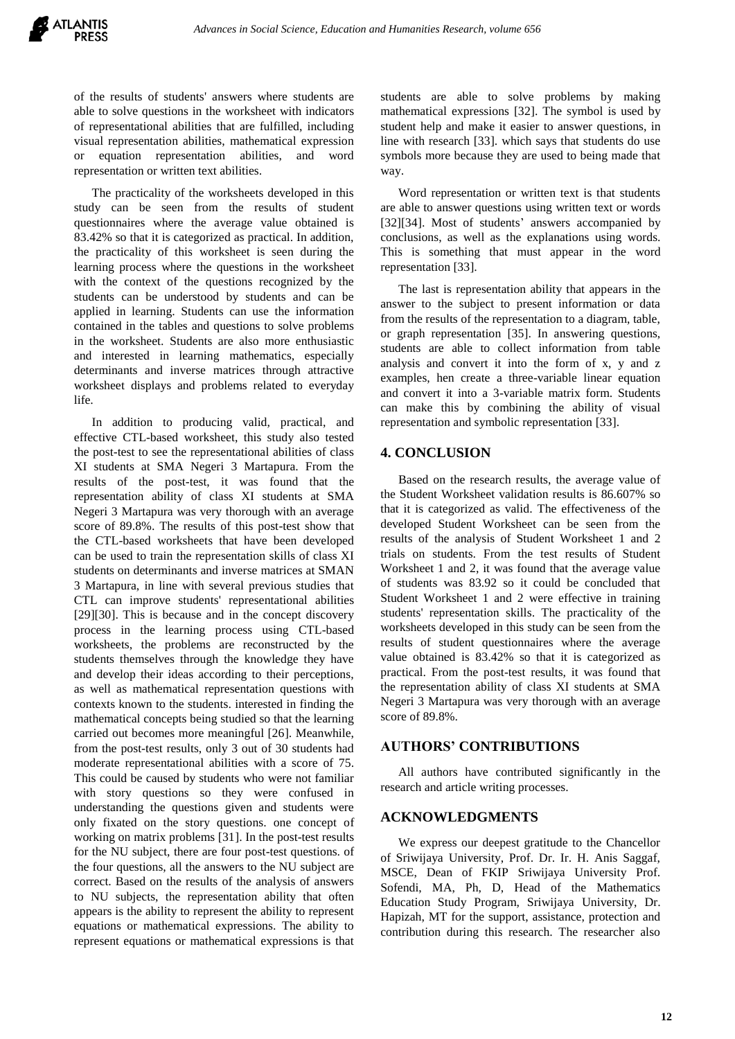of the results of students' answers where students are able to solve questions in the worksheet with indicators of representational abilities that are fulfilled, including visual representation abilities, mathematical expression or equation representation abilities, and word representation or written text abilities.

The practicality of the worksheets developed in this study can be seen from the results of student questionnaires where the average value obtained is 83.42% so that it is categorized as practical. In addition, the practicality of this worksheet is seen during the learning process where the questions in the worksheet with the context of the questions recognized by the students can be understood by students and can be applied in learning. Students can use the information contained in the tables and questions to solve problems in the worksheet. Students are also more enthusiastic and interested in learning mathematics, especially determinants and inverse matrices through attractive worksheet displays and problems related to everyday life.

In addition to producing valid, practical, and effective CTL-based worksheet, this study also tested the post-test to see the representational abilities of class XI students at SMA Negeri 3 Martapura. From the results of the post-test, it was found that the representation ability of class XI students at SMA Negeri 3 Martapura was very thorough with an average score of 89.8%. The results of this post-test show that the CTL-based worksheets that have been developed can be used to train the representation skills of class XI students on determinants and inverse matrices at SMAN 3 Martapura, in line with several previous studies that CTL can improve students' representational abilities [29][30]. This is because and in the concept discovery process in the learning process using CTL-based worksheets, the problems are reconstructed by the students themselves through the knowledge they have and develop their ideas according to their perceptions, as well as mathematical representation questions with contexts known to the students. interested in finding the mathematical concepts being studied so that the learning carried out becomes more meaningful [26]. Meanwhile, from the post-test results, only 3 out of 30 students had moderate representational abilities with a score of 75. This could be caused by students who were not familiar with story questions so they were confused in understanding the questions given and students were only fixated on the story questions. one concept of working on matrix problems [31]. In the post-test results for the NU subject, there are four post-test questions. of the four questions, all the answers to the NU subject are correct. Based on the results of the analysis of answers to NU subjects, the representation ability that often appears is the ability to represent the ability to represent equations or mathematical expressions. The ability to represent equations or mathematical expressions is that students are able to solve problems by making mathematical expressions [32]. The symbol is used by student help and make it easier to answer questions, in line with research [33]. which says that students do use symbols more because they are used to being made that way.

Word representation or written text is that students are able to answer questions using written text or words [32][34]. Most of students' answers accompanied by conclusions, as well as the explanations using words. This is something that must appear in the word representation [33].

The last is representation ability that appears in the answer to the subject to present information or data from the results of the representation to a diagram, table, or graph representation [35]. In answering questions, students are able to collect information from table analysis and convert it into the form of x, y and z examples, hen create a three-variable linear equation and convert it into a 3-variable matrix form. Students can make this by combining the ability of visual representation and symbolic representation [33].

## 4. CONCLUSION

Based on the research results, the average value of the Student Worksheet validation results is 86.607% so that it is categorized as valid. The effectiveness of the developed Student Worksheet can be seen from the results of the analysis of Student Worksheet 1 and 2 trials on students. From the test results of Student Worksheet 1 and 2, it was found that the average value of students was 83.92 so it could be concluded that Student Worksheet 1 and 2 were effective in training students' representation skills. The practicality of the worksheets developed in this study can be seen from the results of student questionnaires where the average value obtained is 83.42% so that it is categorized as practical. From the post-test results, it was found that the representation ability of class XI students at SMA Negeri 3 Martapura was very thorough with an average score of 89.8%.

## AUTHORS' CONTRIBUTIONS

All authors have contributed significantly in the research and article writing processes.

## ACKNOWLEDGMENTS

We express our deepest gratitude to the Chancellor of Sriwijaya University, Prof. Dr. Ir. H. Anis Saggaf, MSCE, Dean of FKIP Sriwijaya University Prof. Sofendi, MA, Ph, D, Head of the Mathematics Education Study Program, Sriwijaya University, Dr. Hapizah, MT for the support, assistance, protection and contribution during this research. The researcher also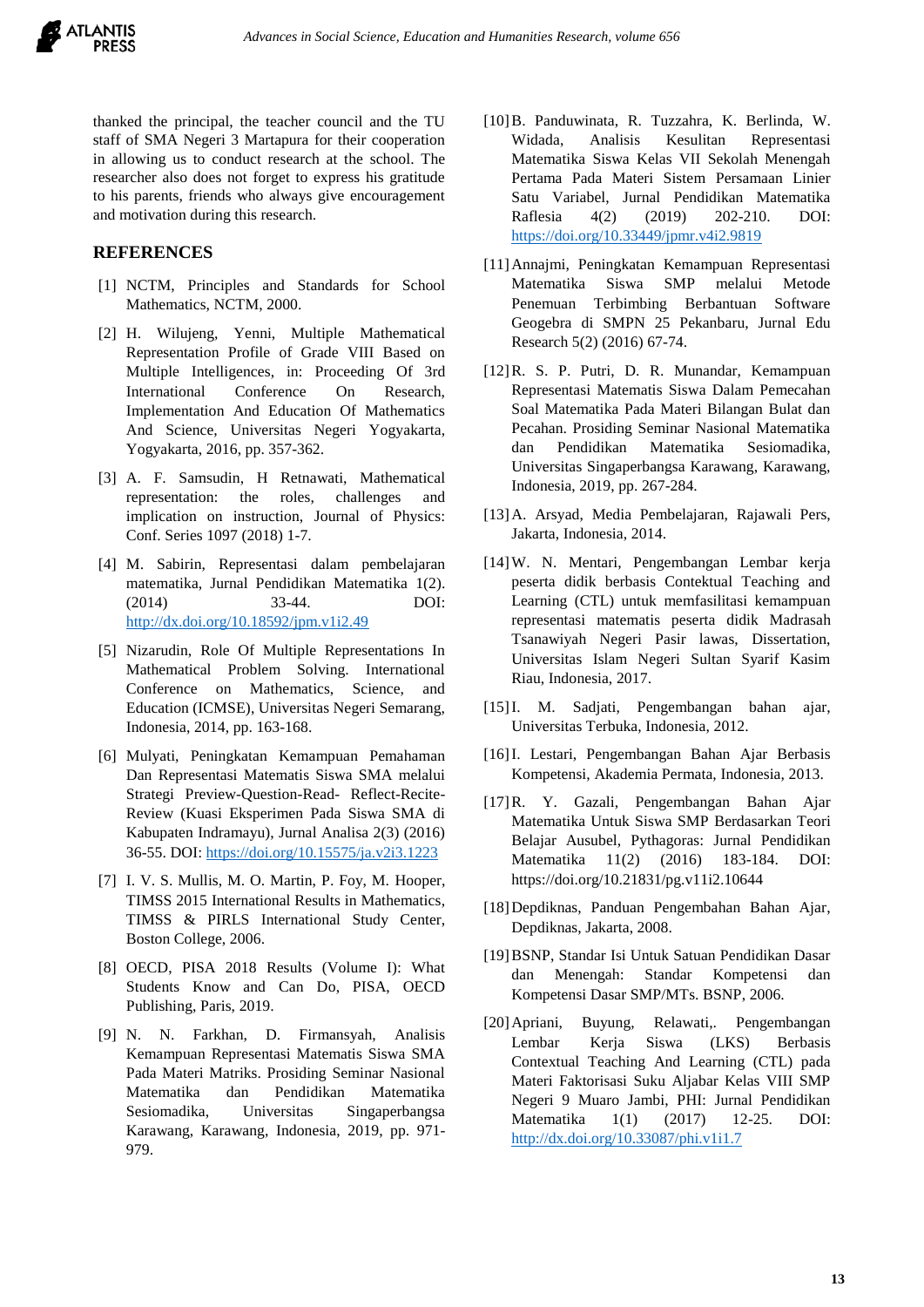thanked the principal, the teacher council and the TU staff of SMA Negeri 3 Martapura for their cooperation in allowing us to conduct research at the school. The researcher also does not forget to express his gratitude to his parents, friends who always give encouragement and motivation during this research.

## REFERENCES

[1] NCTM, Principles and Standards for School Mathematics, NCTM, 2000.

[2] H. Wilujeng, Yenni, Multiple Mathematical Representation Profile of Grade VIII Based on Multiple Intelligences, in: Proceeding Of 3rd International Conference On Research, Implementation And Education Of Mathematics And Science, Universitas Negeri Yogyakarta, Yogyakarta, 2016, pp. 357-362.

[3] A. F. Samsudin, H Retnawati, Mathematical representation: the roles, challenges and implication on instruction, Journal of Physics: Conf. Series 1097 (2018) 1-7.

[4] M. Sabirin, Representasi dalam pembelajaran matematika, Jurnal Pendidikan Matematika 1(2). (2014) 33-44. DOI: http://dx.doi.org/10.18592/jpm.v1i2.49

[5] Nizarudin, Role Of Multiple Representations In Mathematical Problem Solving. International Conference on Mathematics, Science, and Education (ICMSE), Universitas Negeri Semarang, Indonesia, 2014, pp. 163-168.

[6] Mulyati, Peningkatan Kemampuan Pemahaman Dan Representasi Matematis Siswa SMA melalui Strategi Preview-Question-Read- Reflect-Recite-Review (Kuasi Eksperimen Pada Siswa SMA di Kabupaten Indramayu), Jurnal Analisa 2(3) (2016) 36-55. DOI: https://doi.org/10.15575/ja.v2i3.1223

[7] I. V. S. Mullis, M. O. Martin, P. Foy, M. Hooper, TIMSS 2015 International Results in Mathematics, TIMSS & PIRLS International Study Center, Boston College, 2006.

[8] OECD, PISA 2018 Results (Volume I): What Students Know and Can Do, PISA, OECD Publishing, Paris, 2019.

[9] N. N. Farkhan, D. Firmansyah, Analisis Kemampuan Representasi Matematis Siswa SMA Pada Materi Matriks. Prosiding Seminar Nasional Matematika dan Pendidikan Matematika Sesiomadika, Universitas Singaperbangsa Karawang, Karawang, Indonesia, 2019, pp. 971-979.

[10] B. Panduwinata, R. Tuzzahra, K. Berlinda, W. Widada, Analisis Kesulitan Representasi Matematika Siswa Kelas VII Sekolah Menengah Pertama Pada Materi Sistem Persamaan Linier Satu Variabel, Jurnal Pendidikan Matematika Raflesia 4(2) (2019) 202-210. DOI: https://doi.org/10.33449/jpmr.v4i2.9819

[11] Annajmi, Peningkatan Kemampuan Representasi Matematika Siswa SMP melalui Metode Penemuan Terbimbing Berbantuan Software Geogebra di SMPN 25 Pekanbaru, Jurnal Edu Research 5(2) (2016) 67-74.

[12] R. S. P. Putri, D. R. Munandar, Kemampuan Representasi Matematis Siswa Dalam Pemecahan Soal Matematika Pada Materi Bilangan Bulat dan Pecahan. Prosiding Seminar Nasional Matematika dan Pendidikan Matematika Sesiomadika, Universitas Singaperbangsa Karawang, Karawang, Indonesia, 2019, pp. 267-284.

[13] A. Arsyad, Media Pembelajaran, Rajawali Pers, Jakarta, Indonesia, 2014.

[14] W. N. Mentari, Pengembangan Lembar kerja peserta didik berbasis Contektual Teaching and Learning (CTL) untuk memfasilitasi kemampuan representasi matematis peserta didik Madrasah Tsanawiyah Negeri Pasir lawas, Dissertation, Universitas Islam Negeri Sultan Syarif Kasim Riau, Indonesia, 2017.

[15] I. M. Sadjati, Pengembangan bahan ajar, Universitas Terbuka, Indonesia, 2012.

[16] I. Lestari, Pengembangan Bahan Ajar Berbasis Kompetensi, Akademia Permata, Indonesia, 2013.

[17] R. Y. Gazali, Pengembangan Bahan Ajar Matematika Untuk Siswa SMP Berdasarkan Teori Belajar Ausubel, Pythagoras: Jurnal Pendidikan Matematika 11(2) (2016) 183-184. DOI: https://doi.org/10.21831/pg.v11i2.10644

[18] Depdiknas, Panduan Pengembahan Bahan Ajar, Depdiknas, Jakarta, 2008.

[19] BSNP, Standar Isi Untuk Satuan Pendidikan Dasar dan Menengah: Standar Kompetensi dan Kompetensi Dasar SMP/MTs. BSNP, 2006.

[20] Apriani, Buyung, Relawati,. Pengembangan Lembar Kerja Siswa (LKS) Berbasis Contextual Teaching And Learning (CTL) pada Materi Faktorisasi Suku Aljabar Kelas VIII SMP Negeri 9 Muaro Jambi, PHI: Jurnal Pendidikan Matematika 1(1) (2017) 12-25. DOI: http://dx.doi.org/10.33087/phi.v1i1.7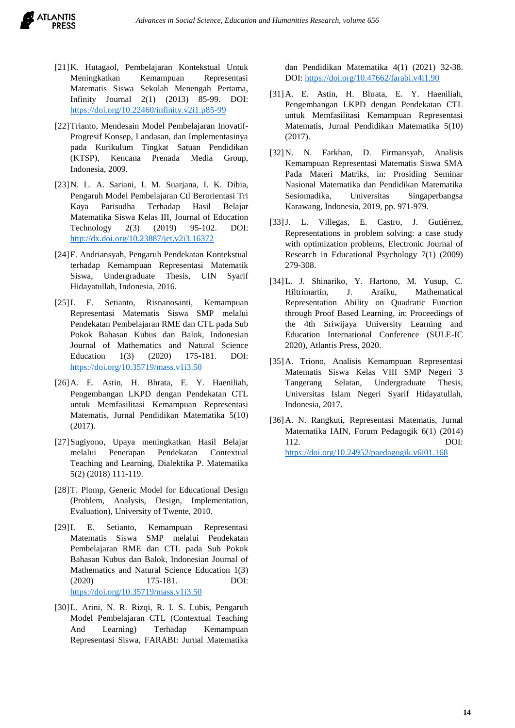[21] K. Hutagaol, Pembelajaran Kontekstual Untuk Meningkatkan Kemampuan Representasi Matematis Siswa Sekolah Menengah Pertama, Infinity Journal 2(1) (2013) 85-99. DOI: https://doi.org/10.22460/infinity.v2i1.p85-99

[22] Trianto, Mendesain Model Pembelajaran Inovatif-Progresif Konsep, Landasan, dan Implementasinya pada Kurikulum Tingkat Satuan Pendidikan (KTSP), Kencana Prenada Media Group, Indonesia, 2009.

[23] N. L. A. Sariani, I. M. Suarjana, I. K. Dibia, Pengaruh Model Pembelajaran Ctl Berorientasi Tri Kaya Parisudha Terhadap Hasil Belajar Matematika Siswa Kelas III, Journal of Education Technology 2(3) (2019) 95-102. DOI: http://dx.doi.org/10.23887/jet.v2i3.16372

[24] F. Andriansyah, Pengaruh Pendekatan Kontekstual terhadap Kemampuan Representasi Matematik Siswa, Undergraduate Thesis, UIN Syarif Hidayatullah, Indonesia, 2016.

[25] I. E. Setianto, Risnanosanti, Kemampuan Representasi Matematis Siswa SMP melalui Pendekatan Pembelajaran RME dan CTL pada Sub Pokok Bahasan Kubus dan Balok, Indonesian Journal of Mathematics and Natural Science Education 1(3) (2020) 175-181. DOI: https://doi.org/10.35719/mass.v1i3.50

[26] A. E. Astin, H. Bhrata, E. Y. Haeniliah, Pengembangan LKPD dengan Pendekatan CTL untuk Memfasilitasi Kemampuan Representasi Matematis, Jurnal Pendidikan Matematika 5(10) (2017).

[27] Sugiyono, Upaya meningkatkan Hasil Belajar melalui Penerapan Pendekatan Contextual Teaching and Learning, Dialektika P. Matematika 5(2) (2018) 111-119.

[28] T. Plomp, Generic Model for Educational Design (Problem, Analysis, Design, Implementation, Evaluation), University of Twente, 2010.

[29] I. E. Setianto, Kemampuan Representasi Matematis Siswa SMP melalui Pendekatan Pembelajaran RME dan CTL pada Sub Pokok Bahasan Kubus dan Balok, Indonesian Journal of Mathematics and Natural Science Education 1(3) (2020) 175-181. DOI: https://doi.org/10.35719/mass.v1i3.50

[30] L. Arini, N. R. Rizqi, R. I. S. Lubis, Pengaruh Model Pembelajaran CTL (Contextual Teaching And Learning) Terhadap Kemampuan Representasi Siswa, FARABI: Jurnal Matematika dan Pendidikan Matematika 4(1) (2021) 32-38. DOI: https://doi.org/10.47662/farabi.v4i1.90

[31] A. E. Astin, H. Bhrata, E. Y. Haeniliah, Pengembangan LKPD dengan Pendekatan CTL untuk Memfasilitasi Kemampuan Representasi Matematis, Jurnal Pendidikan Matematika 5(10) (2017).

[32] N. N. Farkhan, D. Firmansyah, Analisis Kemampuan Representasi Matematis Siswa SMA Pada Materi Matriks, in: Prosiding Seminar Nasional Matematika dan Pendidikan Matematika Sesiomadika, Universitas Singaperbangsa Karawang, Indonesia, 2019, pp. 971-979.

[33] J. L. Villegas, E. Castro, J. Gutiérrez, Representations in problem solving: a case study with optimization problems, Electronic Journal of Research in Educational Psychology 7(1) (2009) 279-308.

[34] L. J. Shinariko, Y. Hartono, M. Yusup, C. Hiltrimartin, J. Araiku, Mathematical Representation Ability on Quadratic Function through Proof Based Learning, in: Proceedings of the 4th Sriwijaya University Learning and Education International Conference (SULE-IC 2020), Atlantis Press, 2020.

[35] A. Triono, Analisis Kemampuan Representasi Matematis Siswa Kelas VIII SMP Negeri 3 Tangerang Selatan, Undergraduate Thesis, Universitas Islam Negeri Syarif Hidayatullah, Indonesia, 2017.

[36] A. N. Rangkuti, Representasi Matematis, Jurnal Matematika IAIN, Forum Pedagogik 6(1) (2014) 112. DOI: https://doi.org/10.24952/paedagogik.v6i01.168